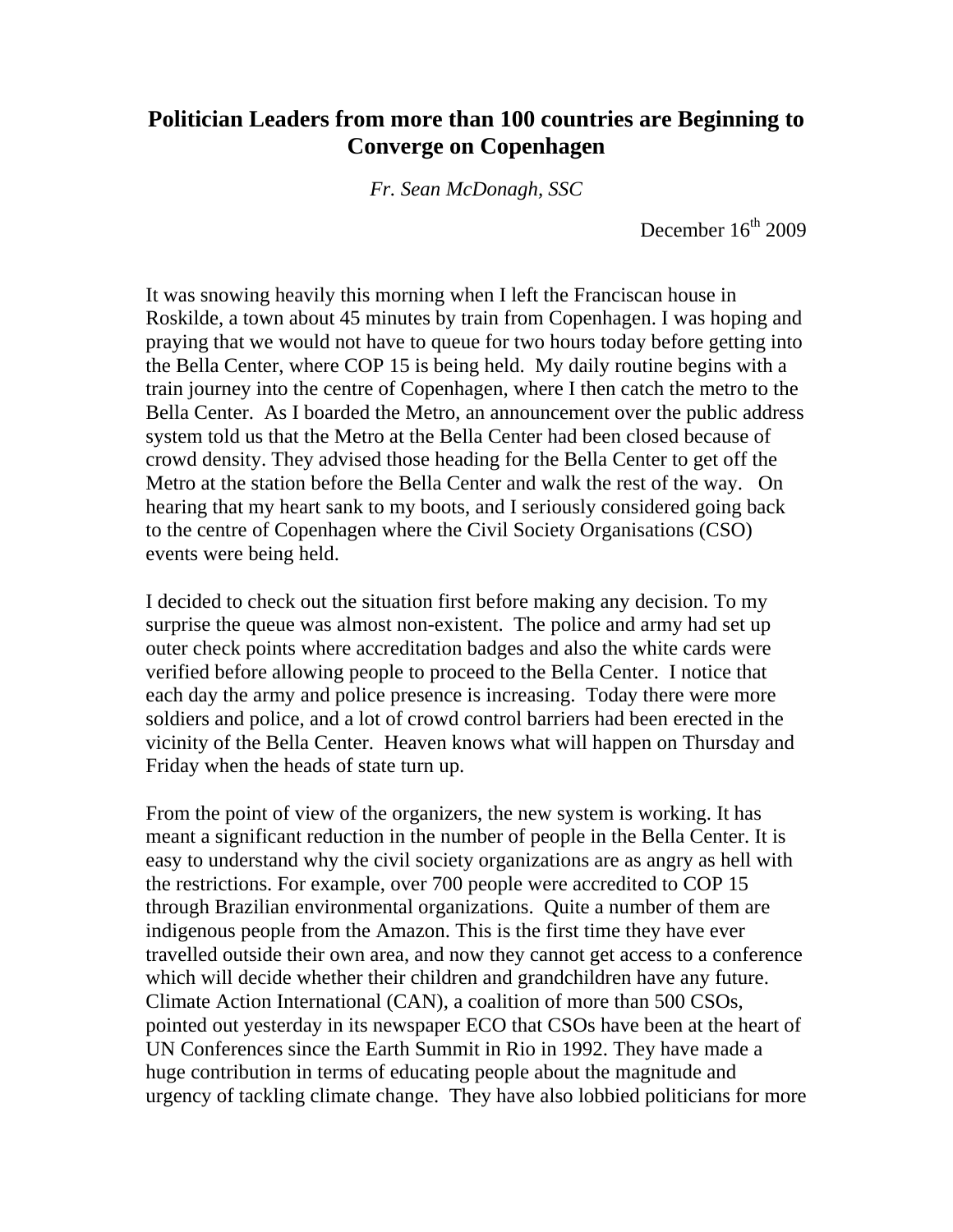# Politician Leaders from more than 100 countries are Beginning to Converge on Copenhagen

*Fr. Sean McDonagh, SSC*

December 16th 2009

It was snowing heavily this morning when I left the Franciscan house in Roskilde, a town about 45 minutes by train from Copenhagen. I was hoping and praying that we would not have to queue for two hours today before getting into the Bella Center, where COP 15 is being held. My daily routine begins with a train journey into the centre of Copenhagen, where I then catch the metro to the Bella Center. As I boarded the Metro, an announcement over the public address system told us that the Metro at the Bella Center had been closed because of crowd density. They advised those heading for the Bella Center to get off the Metro at the station before the Bella Center and walk the rest of the way. On hearing that my heart sank to my boots, and I seriously considered going back to the centre of Copenhagen where the Civil Society Organisations (CSO) events were being held.

I decided to check out the situation first before making any decision. To my surprise the queue was almost non-existent. The police and army had set up outer check points where accreditation badges and also the white cards were verified before allowing people to proceed to the Bella Center. I notice that each day the army and police presence is increasing. Today there were more soldiers and police, and a lot of crowd control barriers had been erected in the vicinity of the Bella Center. Heaven knows what will happen on Thursday and Friday when the heads of state turn up.

From the point of view of the organizers, the new system is working. It has meant a significant reduction in the number of people in the Bella Center. It is easy to understand why the civil society organizations are as angry as hell with the restrictions. For example, over 700 people were accredited to COP 15 through Brazilian environmental organizations. Quite a number of them are indigenous people from the Amazon. This is the first time they have ever travelled outside their own area, and now they cannot get access to a conference which will decide whether their children and grandchildren have any future. Climate Action International (CAN), a coalition of more than 500 CSOs, pointed out yesterday in its newspaper ECO that CSOs have been at the heart of UN Conferences since the Earth Summit in Rio in 1992. They have made a huge contribution in terms of educating people about the magnitude and urgency of tackling climate change. They have also lobbied politicians for more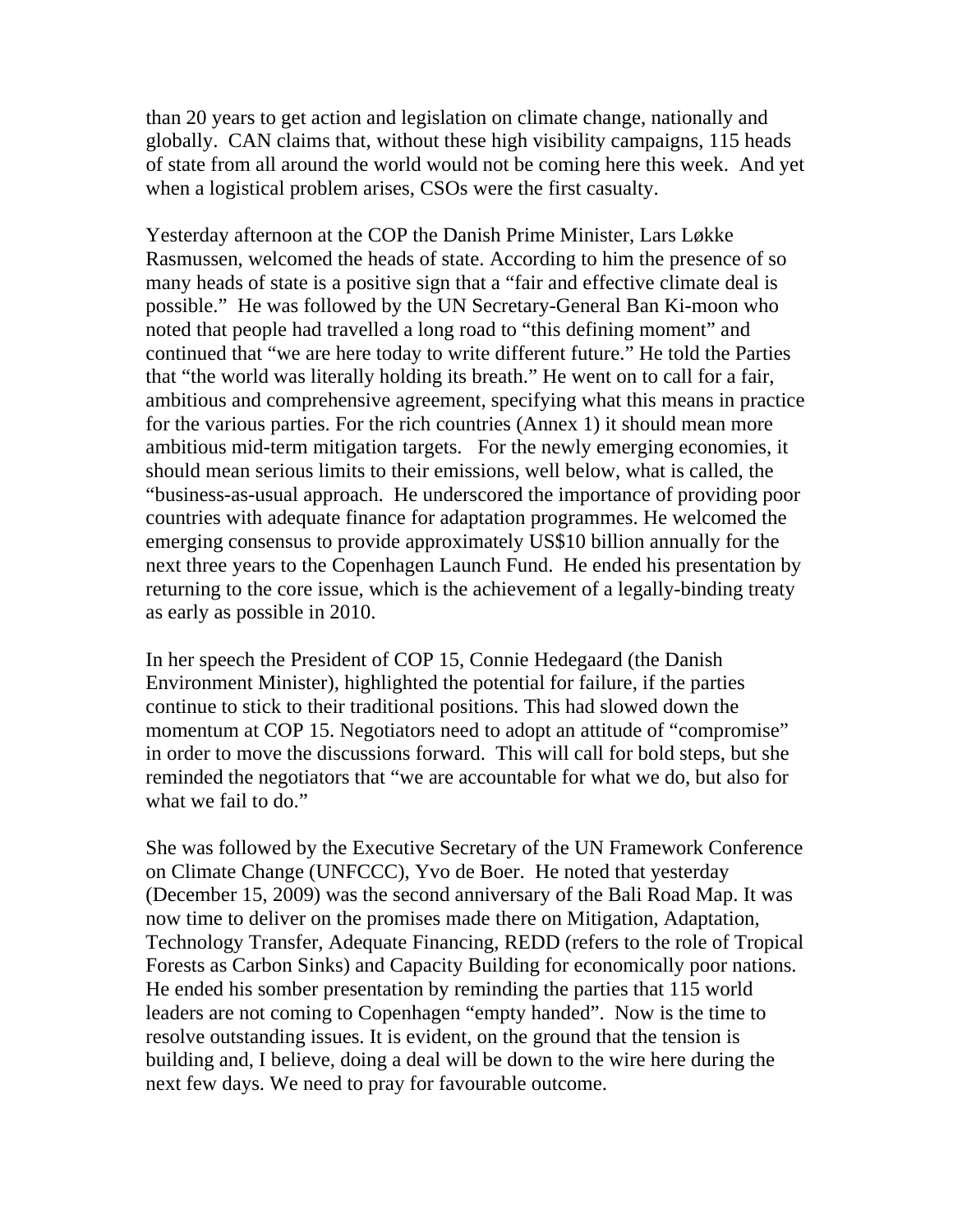than 20 years to get action and legislation on climate change, nationally and globally. CAN claims that, without these high visibility campaigns, 115 heads of state from all around the world would not be coming here this week. And yet when a logistical problem arises, CSOs were the first casualty.

Yesterday afternoon at the COP the Danish Prime Minister, Lars Løkke Rasmussen, welcomed the heads of state. According to him the presence of so many heads of state is a positive sign that a "fair and effective climate deal is possible." He was followed by the UN Secretary-General Ban Ki-moon who noted that people had travelled a long road to "this defining moment" and continued that "we are here today to write different future." He told the Parties that "the world was literally holding its breath." He went on to call for a fair, ambitious and comprehensive agreement, specifying what this means in practice for the various parties. For the rich countries (Annex 1) it should mean more ambitious mid-term mitigation targets. For the newly emerging economies, it should mean serious limits to their emissions, well below, what is called, the "business-as-usual approach. He underscored the importance of providing poor countries with adequate finance for adaptation programmes. He welcomed the emerging consensus to provide approximately US$10 billion annually for the next three years to the Copenhagen Launch Fund. He ended his presentation by returning to the core issue, which is the achievement of a legally-binding treaty as early as possible in 2010.

In her speech the President of COP 15, Connie Hedegaard (the Danish Environment Minister), highlighted the potential for failure, if the parties continue to stick to their traditional positions. This had slowed down the momentum at COP 15. Negotiators need to adopt an attitude of "compromise" in order to move the discussions forward. This will call for bold steps, but she reminded the negotiators that "we are accountable for what we do, but also for what we fail to do."

She was followed by the Executive Secretary of the UN Framework Conference on Climate Change (UNFCCC), Yvo de Boer. He noted that yesterday (December 15, 2009) was the second anniversary of the Bali Road Map. It was now time to deliver on the promises made there on Mitigation, Adaptation, Technology Transfer, Adequate Financing, REDD (refers to the role of Tropical Forests as Carbon Sinks) and Capacity Building for economically poor nations. He ended his somber presentation by reminding the parties that 115 world leaders are not coming to Copenhagen "empty handed". Now is the time to resolve outstanding issues. It is evident, on the ground that the tension is building and, I believe, doing a deal will be down to the wire here during the next few days. We need to pray for favourable outcome.